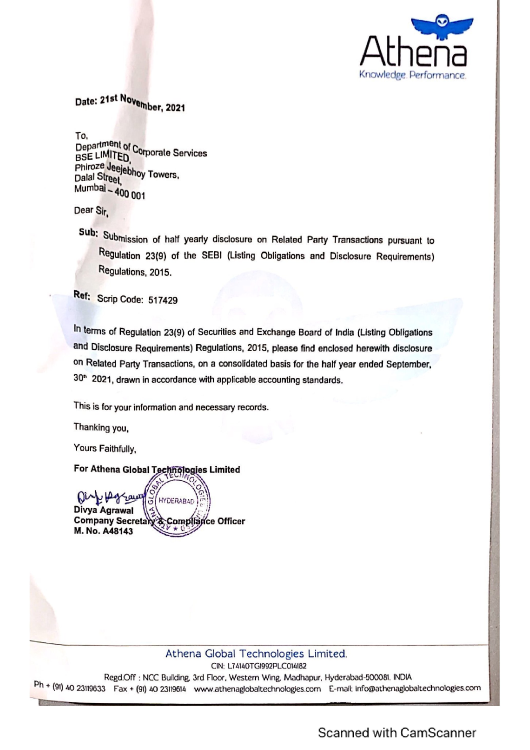Athena
Knowledge. Performance.

**Date: 21st November, 2021**

To,
Department of Corporate Services
BSE LIMITED,
Phiroze Jeejebhoy Towers,
Dalal Street,
Mumbai – 400 001

Dear Sir,

**Sub:** Submission of half yearly disclosure on Related Party Transactions pursuant to Regulation 23(9) of the SEBI (Listing Obligations and Disclosure Requirements) Regulations, 2015.

**Ref:** Scrip Code: 517429

In terms of Regulation 23(9) of Securities and Exchange Board of India (Listing Obligations and Disclosure Requirements) Regulations, 2015, please find enclosed herewith disclosure on Related Party Transactions, on a consolidated basis for the half year ended September, 30th 2021, drawn in accordance with applicable accounting standards.

This is for your information and necessary records.

Thanking you,

Yours Faithfully,

**For Athena Global Technologies Limited**

**Divya Agrawal**
**Company Secretary & Compliance Officer**
**M. No. A48143**

Athena Global Technologies Limited.
CIN: L74140TG1992PLC014182
Regd.Off : NCC Building, 3rd Floor, Western Wing, Madhapur, Hyderabad-500081, INDIA
Ph + (91) 40 23119633 Fax + (91) 40 23119614 www.athenaglobaltechnologies.com E-mail: info@athenaglobaltechnologies.com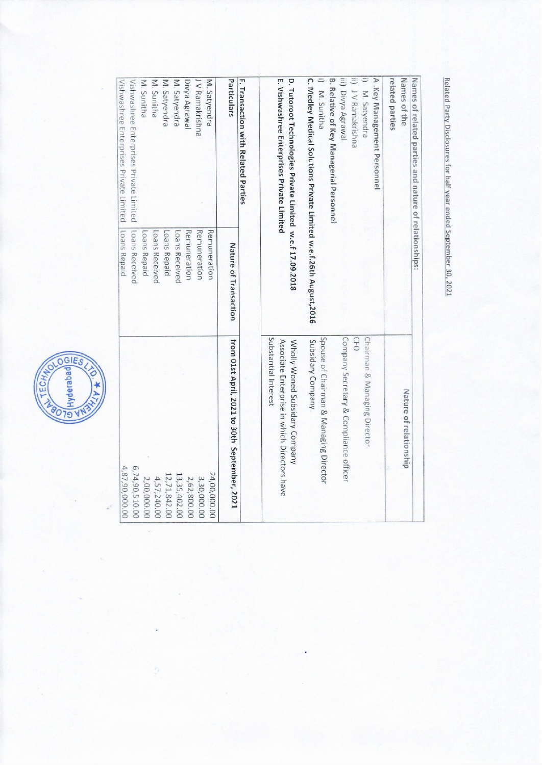Related Party Disclosures for half year ended September 30, 2021

| Names of related parties and nature of relationships: | |
|---|---|
| **Names of the related parties** | **Nature of relationship** |
| **A .Key Management Personnel** | |
| i) M. Satyendra | Chairman & Managing Director |
| ii) J V Ramakrishna | CFO |
| iii) Divya Agrawal | Company Secretary & Compliance officer |
| **B. Relative of Key Managerial Personnel** | |
| i) M. Sunitha | Spouse of Chairman & Managing Director |
| **C. Medley Medical Solutions Private Limited w.e.f.26th August,2016** | Subsidary Company |
| **D. Tutoroot Technologies Private Limited w.e.f 17.09.2018** | Wholly Woned Subsidary Company |
| **E. Vishwashree Enterprises Private Limited** | Associate Enterprise in which Directors have Substantial Interest |

**F. Transaction with Related Parties**

| Particulars | Nature of Transaction | from 01st April, 2021 to 30th September, 2021 |
|---|---|---|
| M. Satyendra | Remuneration | 24,00,000.00 |
| J V Ramakrishna | Remuneration | 3,30,000.00 |
| Divya Agrawal | Remuneration | 2,62,800.00 |
| M. Satyendra | Loans Received | 13,35,402.00 |
| M. Satyendra | Loans Repaid | 12,71,842.00 |
| M. Sunitha | Loans Received | 4,57,240.00 |
| M. Sunitha | Loans Repaid | 2,00,000.00 |
| Vishwashree Enterprises Private Limited | Loans Received | 6,74,90,510.00 |
| Vishwashree Enterprises Private Limited | Loans Repaid | 4,87,90,000.00 |

ATHENA GLOBAL TECHNOLOGIES LTD. Hyderabad